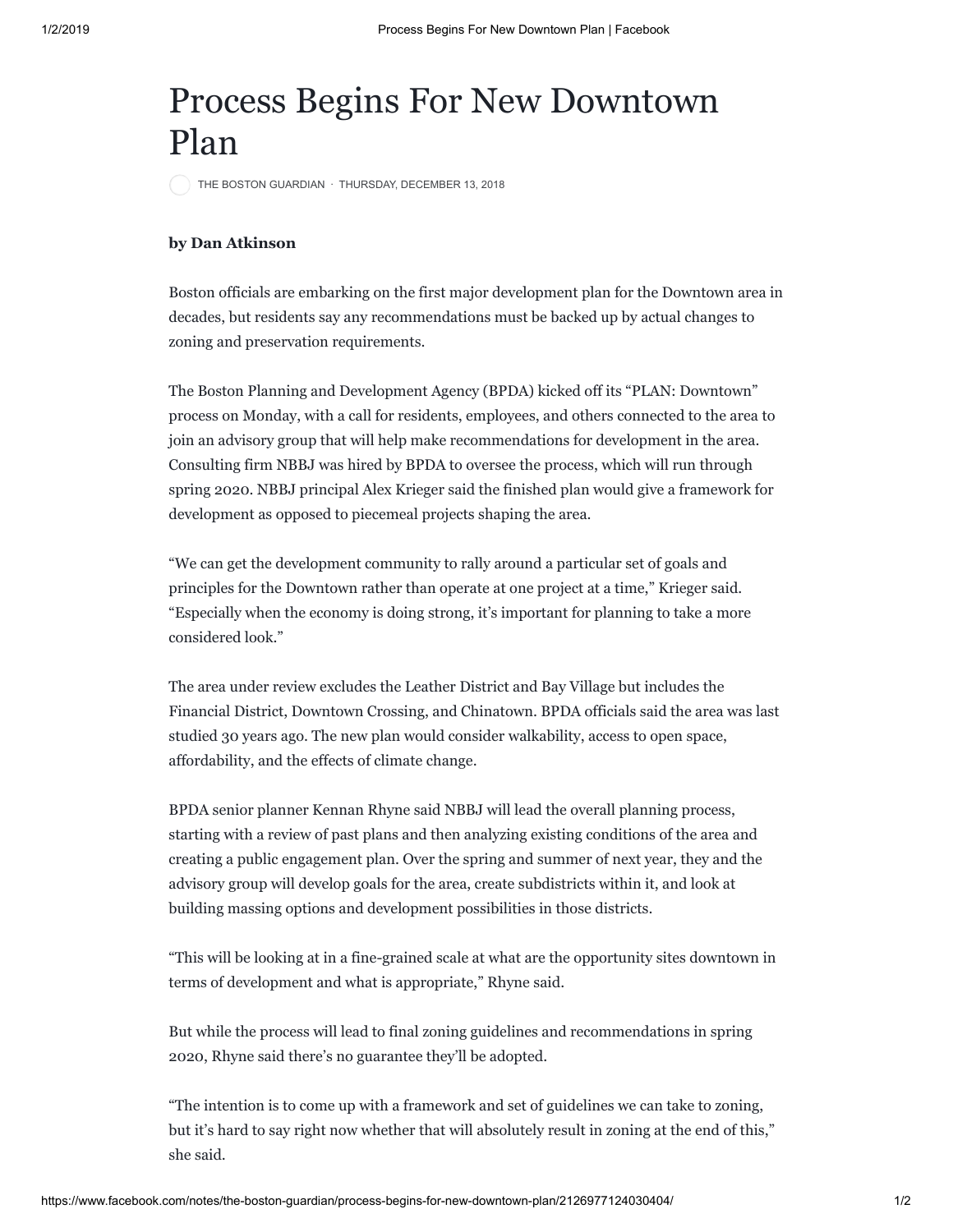# Process Begins For New Downtown Plan

THE BOSTON GUARDIAN · THURSDAY, DECEMBER 13, 2018

**by Dan Atkinson**

Boston officials are embarking on the first major development plan for the Downtown area in decades, but residents say any recommendations must be backed up by actual changes to zoning and preservation requirements.

The Boston Planning and Development Agency (BPDA) kicked off its "PLAN: Downtown" process on Monday, with a call for residents, employees, and others connected to the area to join an advisory group that will help make recommendations for development in the area. Consulting firm NBBJ was hired by BPDA to oversee the process, which will run through spring 2020. NBBJ principal Alex Krieger said the finished plan would give a framework for development as opposed to piecemeal projects shaping the area.

"We can get the development community to rally around a particular set of goals and principles for the Downtown rather than operate at one project at a time," Krieger said. "Especially when the economy is doing strong, it's important for planning to take a more considered look."

The area under review excludes the Leather District and Bay Village but includes the Financial District, Downtown Crossing, and Chinatown. BPDA officials said the area was last studied 30 years ago. The new plan would consider walkability, access to open space, affordability, and the effects of climate change.

BPDA senior planner Kennan Rhyne said NBBJ will lead the overall planning process, starting with a review of past plans and then analyzing existing conditions of the area and creating a public engagement plan. Over the spring and summer of next year, they and the advisory group will develop goals for the area, create subdistricts within it, and look at building massing options and development possibilities in those districts.

"This will be looking at in a fine-grained scale at what are the opportunity sites downtown in terms of development and what is appropriate," Rhyne said.

But while the process will lead to final zoning guidelines and recommendations in spring 2020, Rhyne said there's no guarantee they'll be adopted.

"The intention is to come up with a framework and set of guidelines we can take to zoning, but it's hard to say right now whether that will absolutely result in zoning at the end of this," she said.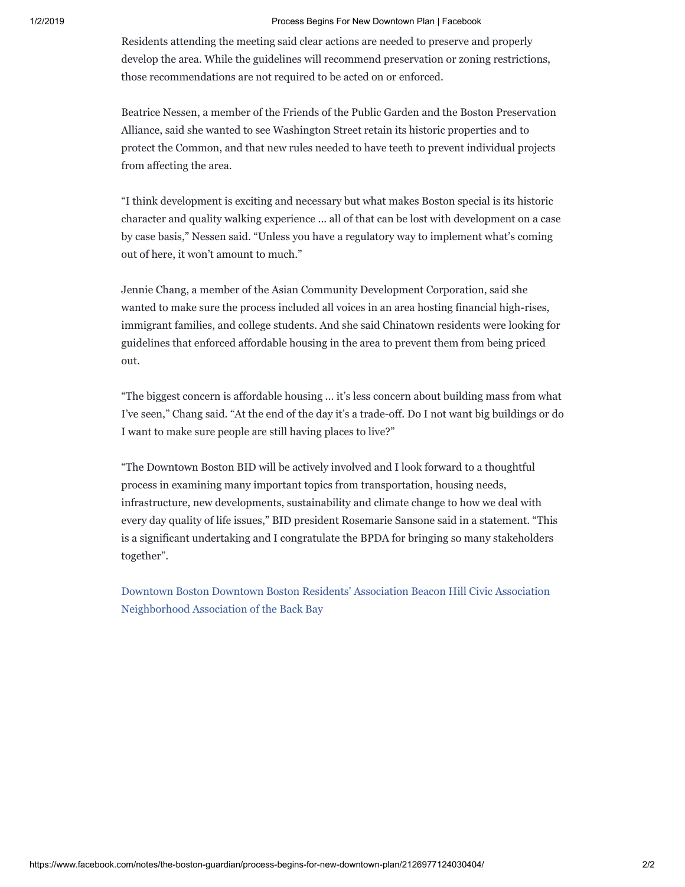Residents attending the meeting said clear actions are needed to preserve and properly develop the area. While the guidelines will recommend preservation or zoning restrictions, those recommendations are not required to be acted on or enforced.

Beatrice Nessen, a member of the Friends of the Public Garden and the Boston Preservation Alliance, said she wanted to see Washington Street retain its historic properties and to protect the Common, and that new rules needed to have teeth to prevent individual projects from affecting the area.

"I think development is exciting and necessary but what makes Boston special is its historic character and quality walking experience ... all of that can be lost with development on a case by case basis," Nessen said. "Unless you have a regulatory way to implement what's coming out of here, it won't amount to much."

Jennie Chang, a member of the Asian Community Development Corporation, said she wanted to make sure the process included all voices in an area hosting financial high-rises, immigrant families, and college students. And she said Chinatown residents were looking for guidelines that enforced affordable housing in the area to prevent them from being priced out.

"The biggest concern is affordable housing ... it's less concern about building mass from what I've seen," Chang said. "At the end of the day it's a trade-off. Do I not want big buildings or do I want to make sure people are still having places to live?"

"The Downtown Boston BID will be actively involved and I look forward to a thoughtful process in examining many important topics from transportation, housing needs, infrastructure, new developments, sustainability and climate change to how we deal with every day quality of life issues," BID president Rosemarie Sansone said in a statement. "This is a significant undertaking and I congratulate the BPDA for bringing so many stakeholders together".

Downtown Boston Downtown Boston Residents' Association Beacon Hill Civic Association Neighborhood Association of the Back Bay